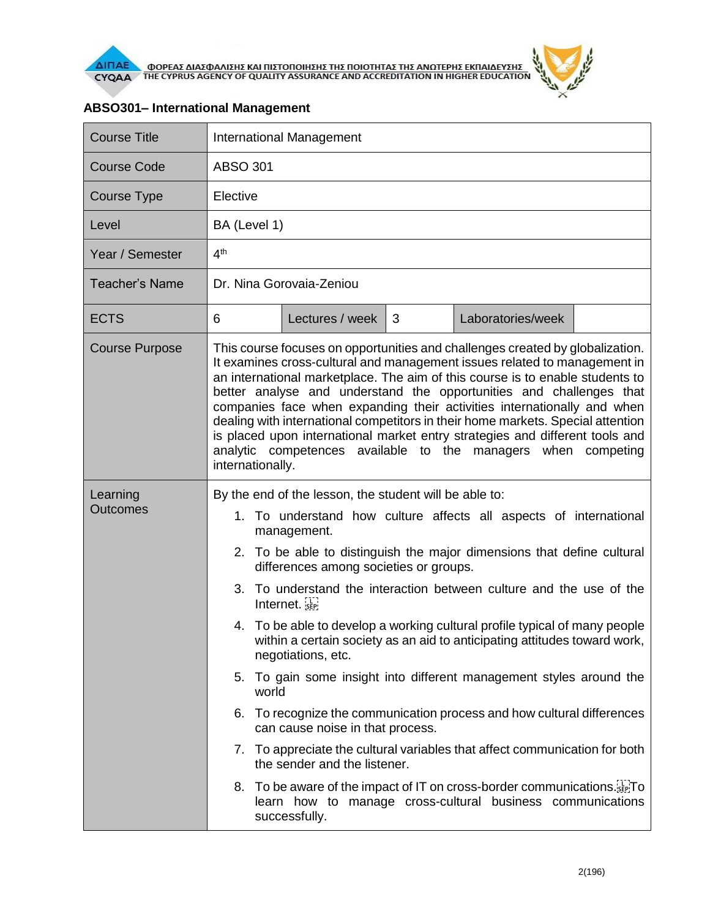ΦΟΡΕΑΣ ΔΙΑΣΦΑΛΙΣΗΣ ΚΑΙ ΠΙΣΤΟΠΟΙΗΣΗΣ ΤΗΣ ΠΟΙΟΤΗΤΑΣ ΤΗΣ ΑΝΩΤΕΡΗΣ ΕΚΠΑΙΔΕΥΣΗΣ
THE CYPRUS AGENCY OF QUALITY ASSURANCE AND ACCREDITATION IN HIGHER EDUCATION

## ABSO301– International Management

| Course Title | International Management | | | | |
|---|---|---|---|---|---|
| Course Code | ABSO 301 | | | | |
| Course Type | Elective | | | | |
| Level | BA (Level 1) | | | | |
| Year / Semester | 4th | | | | |
| Teacher's Name | Dr. Nina Gorovaia-Zeniou | | | | |
| ECTS | 6 | Lectures / week | 3 | Laboratories/week | |
| Course Purpose | This course focuses on opportunities and challenges created by globalization. It examines cross-cultural and management issues related to management in an international marketplace. The aim of this course is to enable students to better analyse and understand the opportunities and challenges that companies face when expanding their activities internationally and when dealing with international competitors in their home markets. Special attention is placed upon international market entry strategies and different tools and analytic competences available to the managers when competing internationally. | | | | |
| Learning Outcomes | By the end of the lesson, the student will be able to:<br>1. To understand how culture affects all aspects of international management.<br>2. To be able to distinguish the major dimensions that define cultural differences among societies or groups.<br>3. To understand the interaction between culture and the use of the Internet.<br>4. To be able to develop a working cultural profile typical of many people within a certain society as an aid to anticipating attitudes toward work, negotiations, etc.<br>5. To gain some insight into different management styles around the world<br>6. To recognize the communication process and how cultural differences can cause noise in that process.<br>7. To appreciate the cultural variables that affect communication for both the sender and the listener.<br>8. To be aware of the impact of IT on cross-border communications. To learn how to manage cross-cultural business communications successfully. | | | | |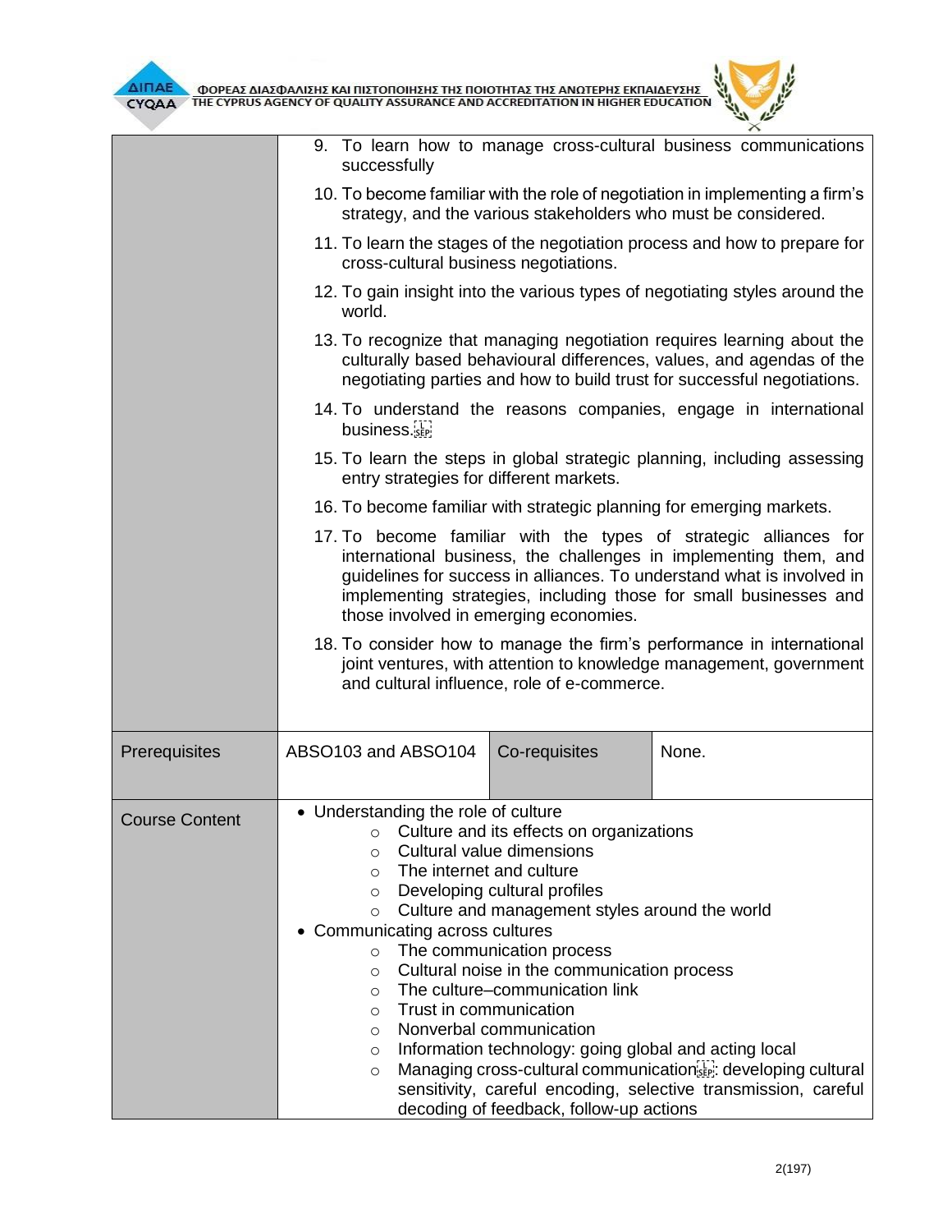| | | | |
|---|---|---|---|
| | 9. To learn how to manage cross-cultural business communications successfully<br>10. To become familiar with the role of negotiation in implementing a firm's strategy, and the various stakeholders who must be considered.<br>11. To learn the stages of the negotiation process and how to prepare for cross-cultural business negotiations.<br>12. To gain insight into the various types of negotiating styles around the world.<br>13. To recognize that managing negotiation requires learning about the culturally based behavioural differences, values, and agendas of the negotiating parties and how to build trust for successful negotiations.<br>14. To understand the reasons companies, engage in international business.<br>15. To learn the steps in global strategic planning, including assessing entry strategies for different markets.<br>16. To become familiar with strategic planning for emerging markets.<br>17. To become familiar with the types of strategic alliances for international business, the challenges in implementing them, and guidelines for success in alliances. To understand what is involved in implementing strategies, including those for small businesses and those involved in emerging economies.<br>18. To consider how to manage the firm's performance in international joint ventures, with attention to knowledge management, government and cultural influence, role of e-commerce. | | |
| Prerequisites | ABSO103 and ABSO104 | Co-requisites | None. |
| Course Content | • Understanding the role of culture<br>&nbsp;&nbsp;○ Culture and its effects on organizations<br>&nbsp;&nbsp;○ Cultural value dimensions<br>&nbsp;&nbsp;○ The internet and culture<br>&nbsp;&nbsp;○ Developing cultural profiles<br>&nbsp;&nbsp;○ Culture and management styles around the world<br>• Communicating across cultures<br>&nbsp;&nbsp;○ The communication process<br>&nbsp;&nbsp;○ Cultural noise in the communication process<br>&nbsp;&nbsp;○ The culture–communication link<br>&nbsp;&nbsp;○ Trust in communication<br>&nbsp;&nbsp;○ Nonverbal communication<br>&nbsp;&nbsp;○ Information technology: going global and acting local<br>&nbsp;&nbsp;○ Managing cross-cultural communication: developing cultural sensitivity, careful encoding, selective transmission, careful decoding of feedback, follow-up actions | | |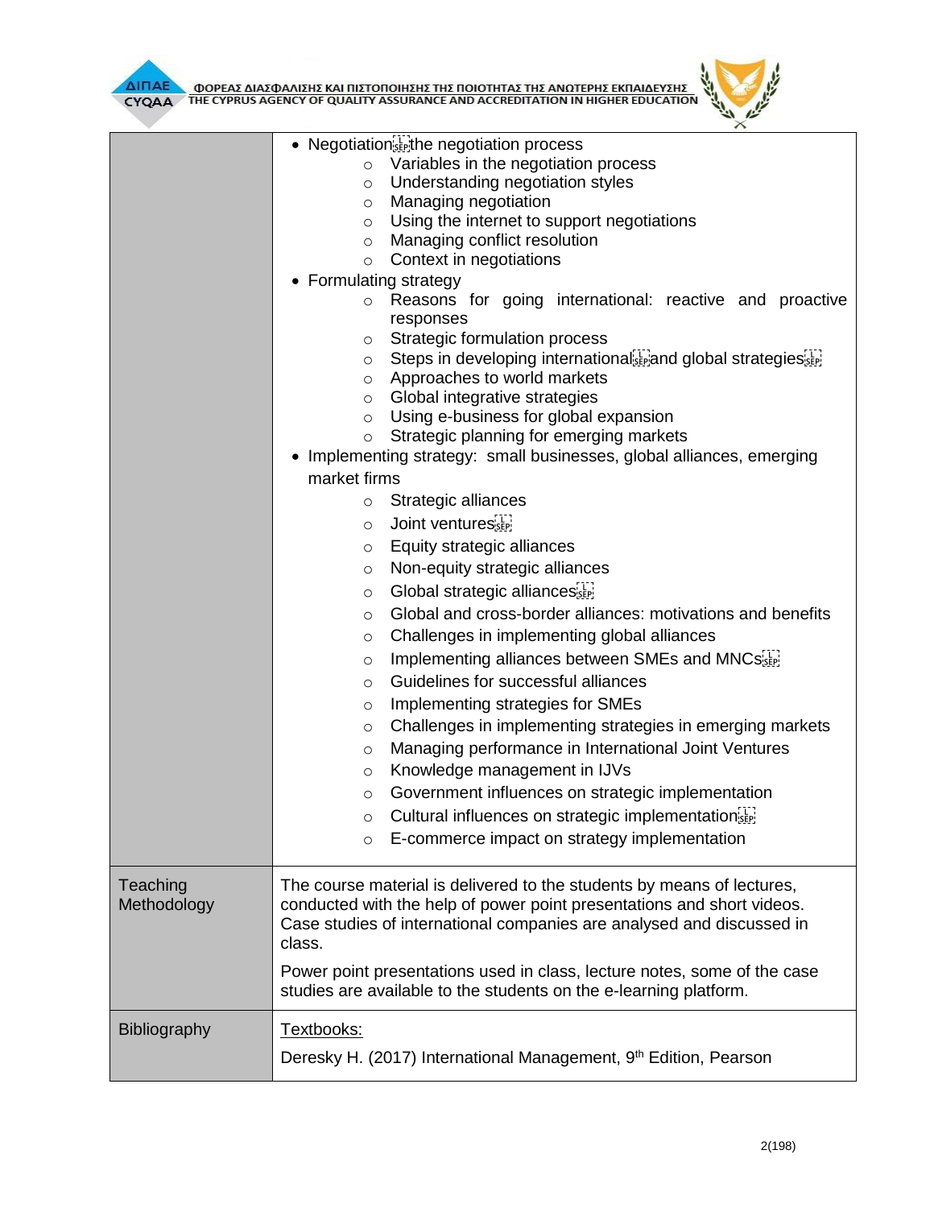| | |
|---|---|
| | • Negotiation the negotiation process<br>  ○ Variables in the negotiation process<br>  ○ Understanding negotiation styles<br>  ○ Managing negotiation<br>  ○ Using the internet to support negotiations<br>  ○ Managing conflict resolution<br>  ○ Context in negotiations<br>• Formulating strategy<br>  ○ Reasons for going international: reactive and proactive responses<br>  ○ Strategic formulation process<br>  ○ Steps in developing international and global strategies<br>  ○ Approaches to world markets<br>  ○ Global integrative strategies<br>  ○ Using e-business for global expansion<br>  ○ Strategic planning for emerging markets<br>• Implementing strategy: small businesses, global alliances, emerging market firms<br>  ○ Strategic alliances<br>  ○ Joint ventures<br>  ○ Equity strategic alliances<br>  ○ Non-equity strategic alliances<br>  ○ Global strategic alliances<br>  ○ Global and cross-border alliances: motivations and benefits<br>  ○ Challenges in implementing global alliances<br>  ○ Implementing alliances between SMEs and MNCs<br>  ○ Guidelines for successful alliances<br>  ○ Implementing strategies for SMEs<br>  ○ Challenges in implementing strategies in emerging markets<br>  ○ Managing performance in International Joint Ventures<br>  ○ Knowledge management in IJVs<br>  ○ Government influences on strategic implementation<br>  ○ Cultural influences on strategic implementation<br>  ○ E-commerce impact on strategy implementation |
| Teaching Methodology | The course material is delivered to the students by means of lectures, conducted with the help of power point presentations and short videos. Case studies of international companies are analysed and discussed in class.<br><br>Power point presentations used in class, lecture notes, some of the case studies are available to the students on the e-learning platform. |
| Bibliography | Textbooks:<br><br>Deresky H. (2017) International Management, 9th Edition, Pearson |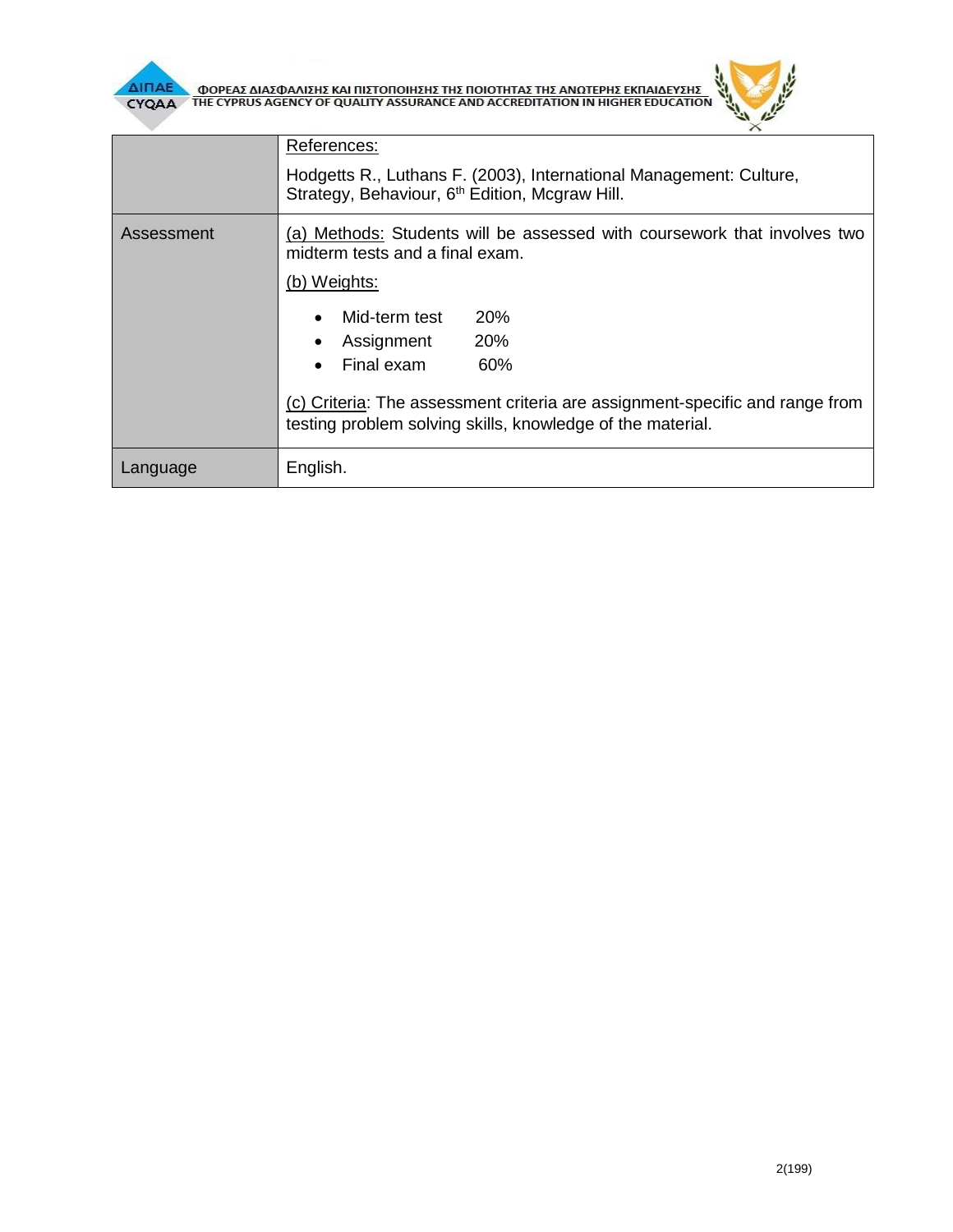| | |
|---|---|
| | References:<br><br>Hodgetts R., Luthans F. (2003), International Management: Culture, Strategy, Behaviour, 6th Edition, Mcgraw Hill. |
| Assessment | (a) Methods: Students will be assessed with coursework that involves two midterm tests and a final exam.<br><br>(b) Weights:<br><br>• Mid-term test 20%<br>• Assignment 20%<br>• Final exam 60%<br><br>(c) Criteria: The assessment criteria are assignment-specific and range from testing problem solving skills, knowledge of the material. |
| Language | English. |